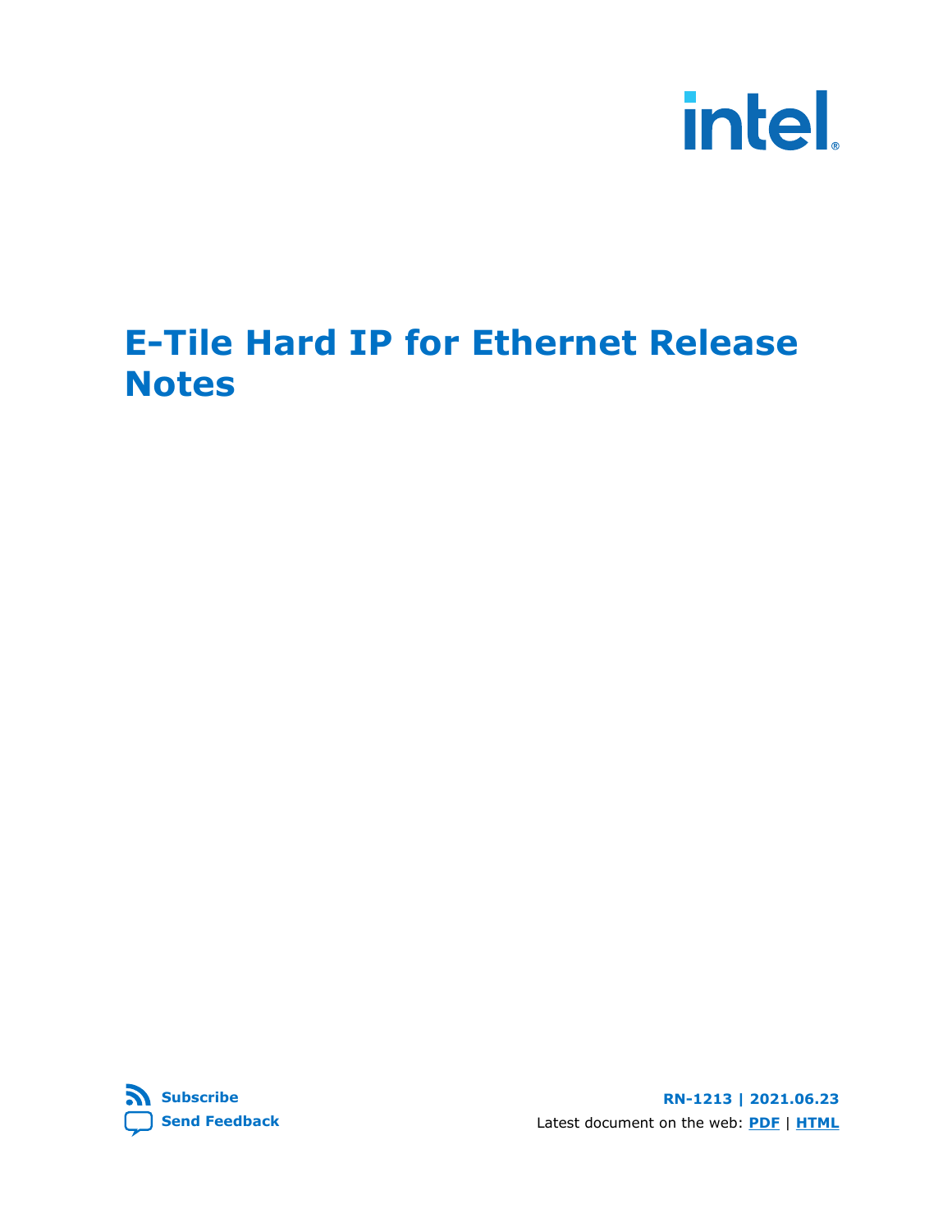# E-Tile Hard IP for Ethernet Release Notes

Subscribe

Send Feedback

RN-1213 | 2021.06.23

Latest document on the web: PDF | HTML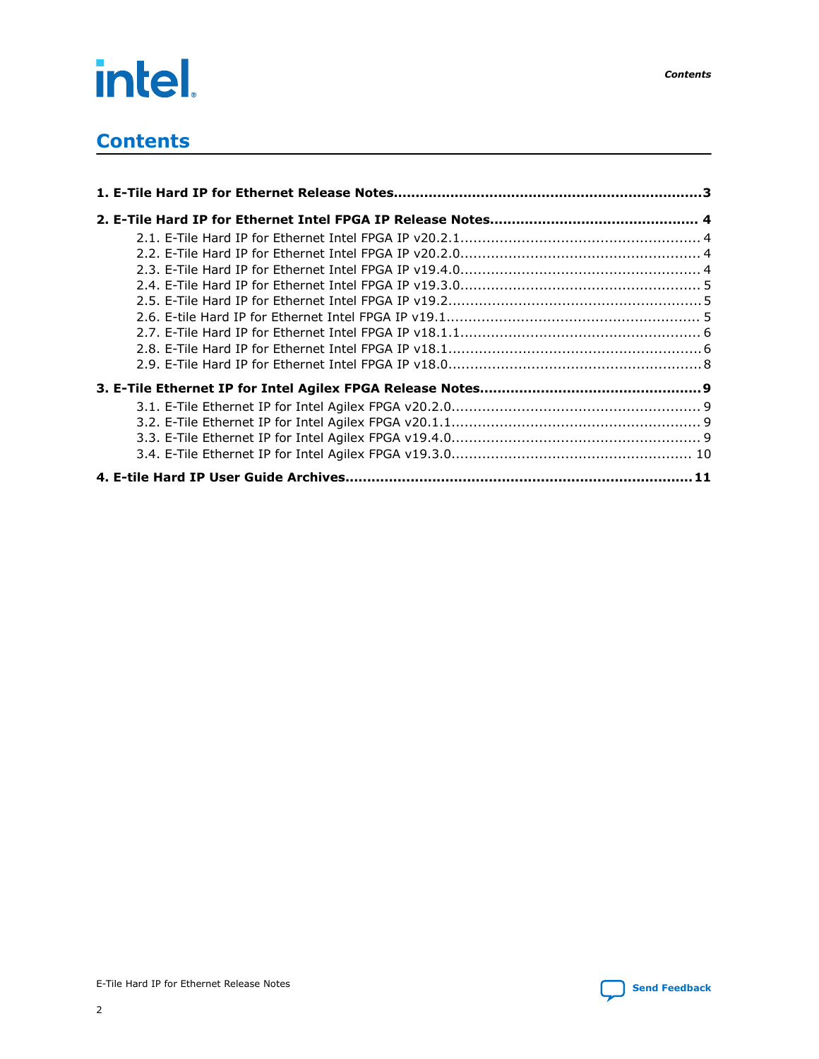# Contents

**1. E-Tile Hard IP for Ethernet Release Notes......................................................................3**

**2. E-Tile Hard IP for Ethernet Intel FPGA IP Release Notes............................................... 4**

- 2.1. E-Tile Hard IP for Ethernet Intel FPGA IP v20.2.1...................................................... 4
- 2.2. E-Tile Hard IP for Ethernet Intel FPGA IP v20.2.0...................................................... 4
- 2.3. E-Tile Hard IP for Ethernet Intel FPGA IP v19.4.0...................................................... 4
- 2.4. E-Tile Hard IP for Ethernet Intel FPGA IP v19.3.0...................................................... 5
- 2.5. E-Tile Hard IP for Ethernet Intel FPGA IP v19.2.......................................................... 5
- 2.6. E-tile Hard IP for Ethernet Intel FPGA IP v19.1.......................................................... 5
- 2.7. E-Tile Hard IP for Ethernet Intel FPGA IP v18.1.1...................................................... 6
- 2.8. E-Tile Hard IP for Ethernet Intel FPGA IP v18.1.......................................................... 6
- 2.9. E-Tile Hard IP for Ethernet Intel FPGA IP v18.0.......................................................... 8

**3. E-Tile Ethernet IP for Intel Agilex FPGA Release Notes..................................................9**

- 3.1. E-Tile Ethernet IP for Intel Agilex FPGA v20.2.0........................................................ 9
- 3.2. E-Tile Ethernet IP for Intel Agilex FPGA v20.1.1........................................................ 9
- 3.3. E-Tile Ethernet IP for Intel Agilex FPGA v19.4.0........................................................ 9
- 3.4. E-Tile Ethernet IP for Intel Agilex FPGA v19.3.0...................................................... 10

**4. E-tile Hard IP User Guide Archives..............................................................................11**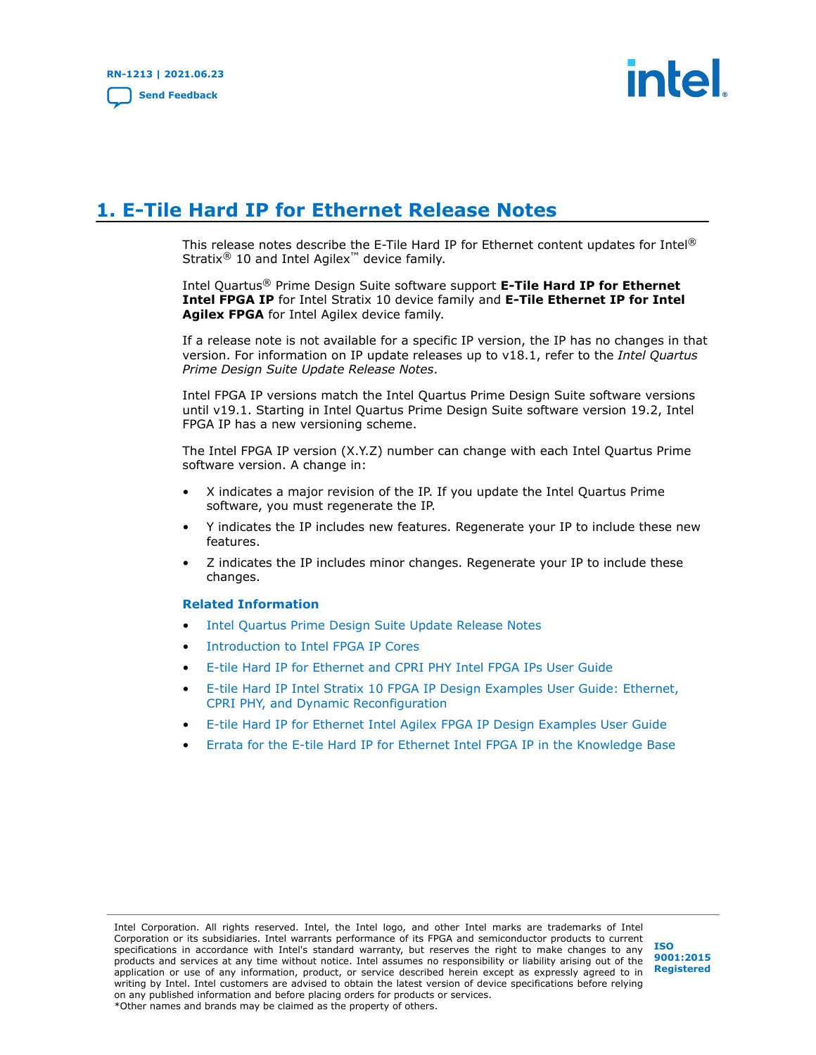# 1. E-Tile Hard IP for Ethernet Release Notes

This release notes describe the E-Tile Hard IP for Ethernet content updates for Intel® Stratix® 10 and Intel Agilex™ device family.

Intel Quartus® Prime Design Suite software support **E-Tile Hard IP for Ethernet Intel FPGA IP** for Intel Stratix 10 device family and **E-Tile Ethernet IP for Intel Agilex FPGA** for Intel Agilex device family.

If a release note is not available for a specific IP version, the IP has no changes in that version. For information on IP update releases up to v18.1, refer to the *Intel Quartus Prime Design Suite Update Release Notes*.

Intel FPGA IP versions match the Intel Quartus Prime Design Suite software versions until v19.1. Starting in Intel Quartus Prime Design Suite software version 19.2, Intel FPGA IP has a new versioning scheme.

The Intel FPGA IP version (X.Y.Z) number can change with each Intel Quartus Prime software version. A change in:

- X indicates a major revision of the IP. If you update the Intel Quartus Prime software, you must regenerate the IP.
- Y indicates the IP includes new features. Regenerate your IP to include these new features.
- Z indicates the IP includes minor changes. Regenerate your IP to include these changes.

**Related Information**

- Intel Quartus Prime Design Suite Update Release Notes
- Introduction to Intel FPGA IP Cores
- E-tile Hard IP for Ethernet and CPRI PHY Intel FPGA IPs User Guide
- E-tile Hard IP Intel Stratix 10 FPGA IP Design Examples User Guide: Ethernet, CPRI PHY, and Dynamic Reconfiguration
- E-tile Hard IP for Ethernet Intel Agilex FPGA IP Design Examples User Guide
- Errata for the E-tile Hard IP for Ethernet Intel FPGA IP in the Knowledge Base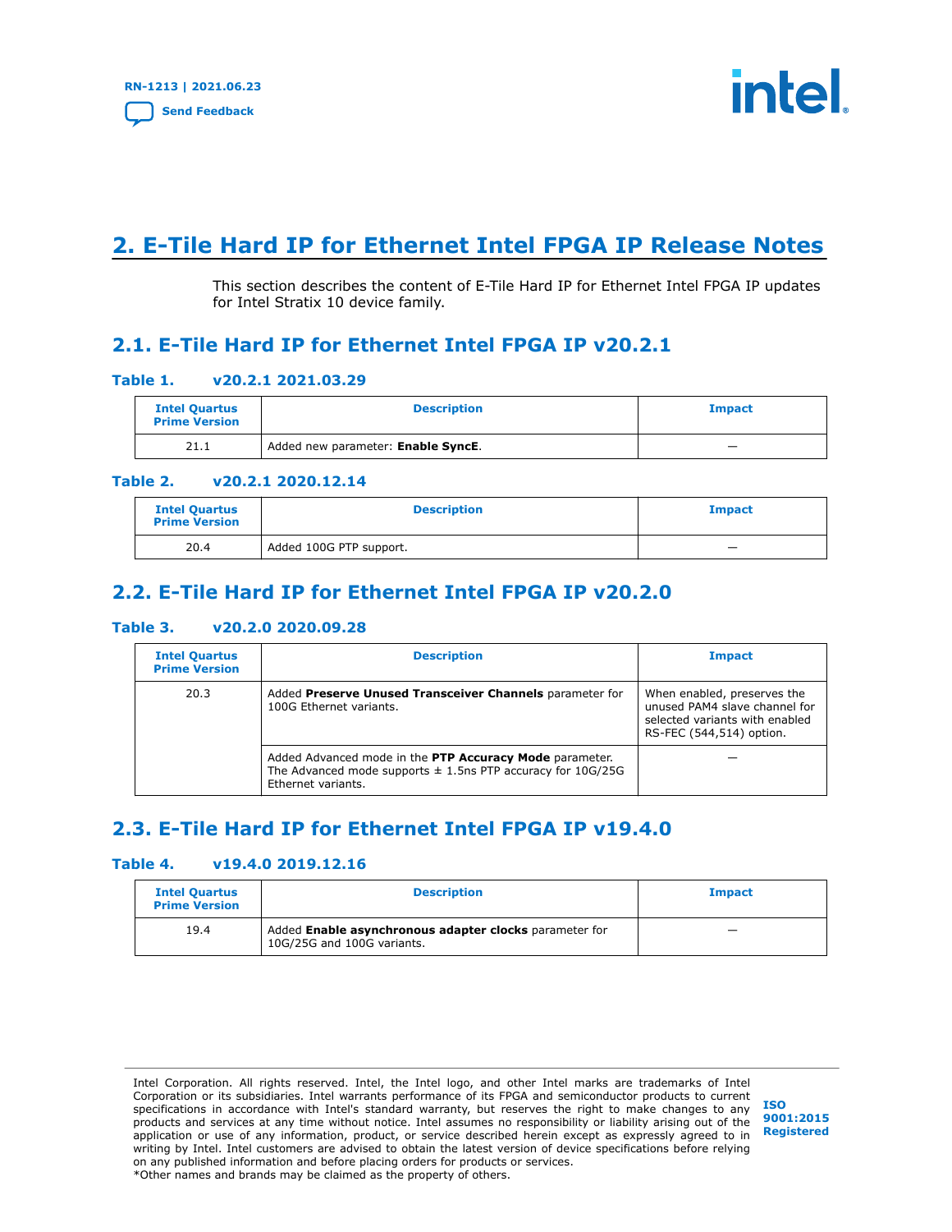# 2. E-Tile Hard IP for Ethernet Intel FPGA IP Release Notes

This section describes the content of E-Tile Hard IP for Ethernet Intel FPGA IP updates for Intel Stratix 10 device family.

## 2.1. E-Tile Hard IP for Ethernet Intel FPGA IP v20.2.1

### Table 1. v20.2.1 2021.03.29

| Intel Quartus Prime Version | Description | Impact |
|---|---|---|
| 21.1 | Added new parameter: **Enable SyncE**. | — |

### Table 2. v20.2.1 2020.12.14

| Intel Quartus Prime Version | Description | Impact |
|---|---|---|
| 20.4 | Added 100G PTP support. | — |

## 2.2. E-Tile Hard IP for Ethernet Intel FPGA IP v20.2.0

### Table 3. v20.2.0 2020.09.28

| Intel Quartus Prime Version | Description | Impact |
|---|---|---|
| 20.3 | Added **Preserve Unused Transceiver Channels** parameter for 100G Ethernet variants. | When enabled, preserves the unused PAM4 slave channel for selected variants with enabled RS-FEC (544,514) option. |
| | Added Advanced mode in the **PTP Accuracy Mode** parameter. The Advanced mode supports ± 1.5ns PTP accuracy for 10G/25G Ethernet variants. | — |

## 2.3. E-Tile Hard IP for Ethernet Intel FPGA IP v19.4.0

### Table 4. v19.4.0 2019.12.16

| Intel Quartus Prime Version | Description | Impact |
|---|---|---|
| 19.4 | Added **Enable asynchronous adapter clocks** parameter for 10G/25G and 100G variants. | — |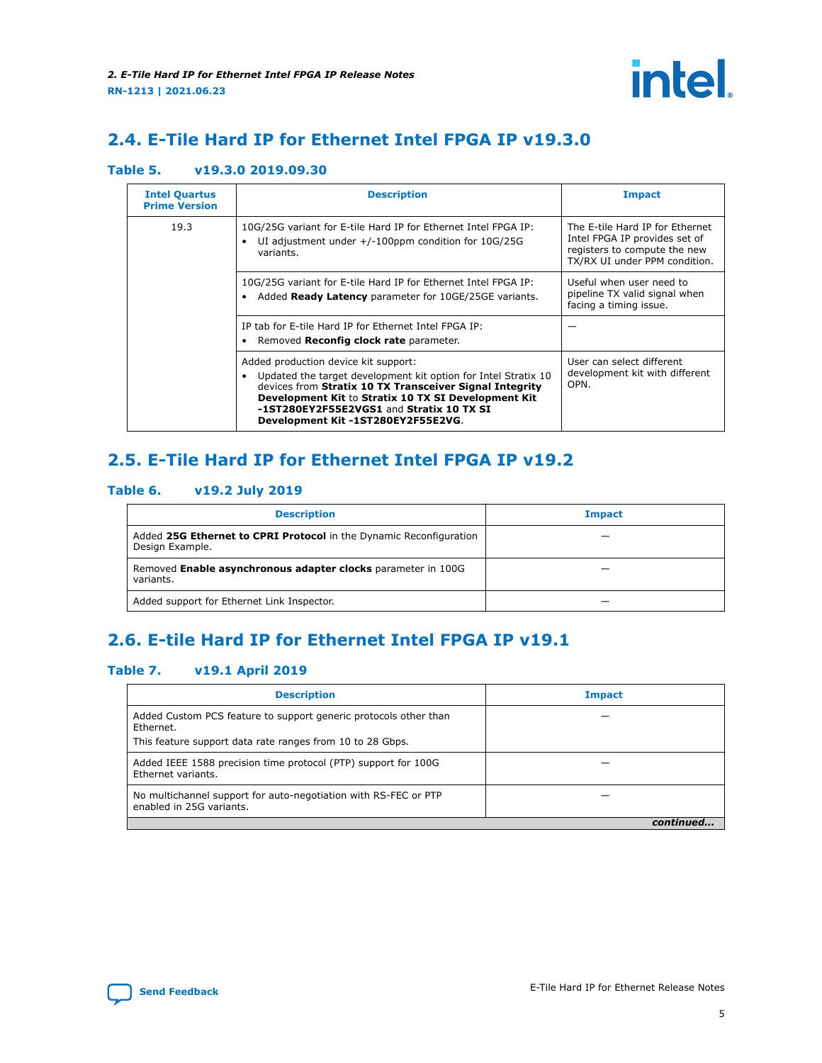## 2.4. E-Tile Hard IP for Ethernet Intel FPGA IP v19.3.0

### Table 5. v19.3.0 2019.09.30

| Intel Quartus Prime Version | Description | Impact |
|---|---|---|
| 19.3 | 10G/25G variant for E-tile Hard IP for Ethernet Intel FPGA IP:<br>• UI adjustment under +/-100ppm condition for 10G/25G variants. | The E-tile Hard IP for Ethernet Intel FPGA IP provides set of registers to compute the new TX/RX UI under PPM condition. |
| | 10G/25G variant for E-tile Hard IP for Ethernet Intel FPGA IP:<br>• Added **Ready Latency** parameter for 10GE/25GE variants. | Useful when user need to pipeline TX valid signal when facing a timing issue. |
| | IP tab for E-tile Hard IP for Ethernet Intel FPGA IP:<br>• Removed **Reconfig clock rate** parameter. | — |
| | Added production device kit support:<br>• Updated the target development kit option for Intel Stratix 10 devices from **Stratix 10 TX Transceiver Signal Integrity Development Kit** to **Stratix 10 TX SI Development Kit -1ST280EY2F55E2VGS1** and **Stratix 10 TX SI Development Kit -1ST280EY2F55E2VG**. | User can select different development kit with different OPN. |

## 2.5. E-Tile Hard IP for Ethernet Intel FPGA IP v19.2

### Table 6. v19.2 July 2019

| Description | Impact |
|---|---|
| Added **25G Ethernet to CPRI Protocol** in the Dynamic Reconfiguration Design Example. | — |
| Removed **Enable asynchronous adapter clocks** parameter in 100G variants. | — |
| Added support for Ethernet Link Inspector. | — |

## 2.6. E-tile Hard IP for Ethernet Intel FPGA IP v19.1

### Table 7. v19.1 April 2019

| Description | Impact |
|---|---|
| Added Custom PCS feature to support generic protocols other than Ethernet.<br>This feature support data rate ranges from 10 to 28 Gbps. | — |
| Added IEEE 1588 precision time protocol (PTP) support for 100G Ethernet variants. | — |
| No multichannel support for auto-negotiation with RS-FEC or PTP enabled in 25G variants. | — |

*continued...*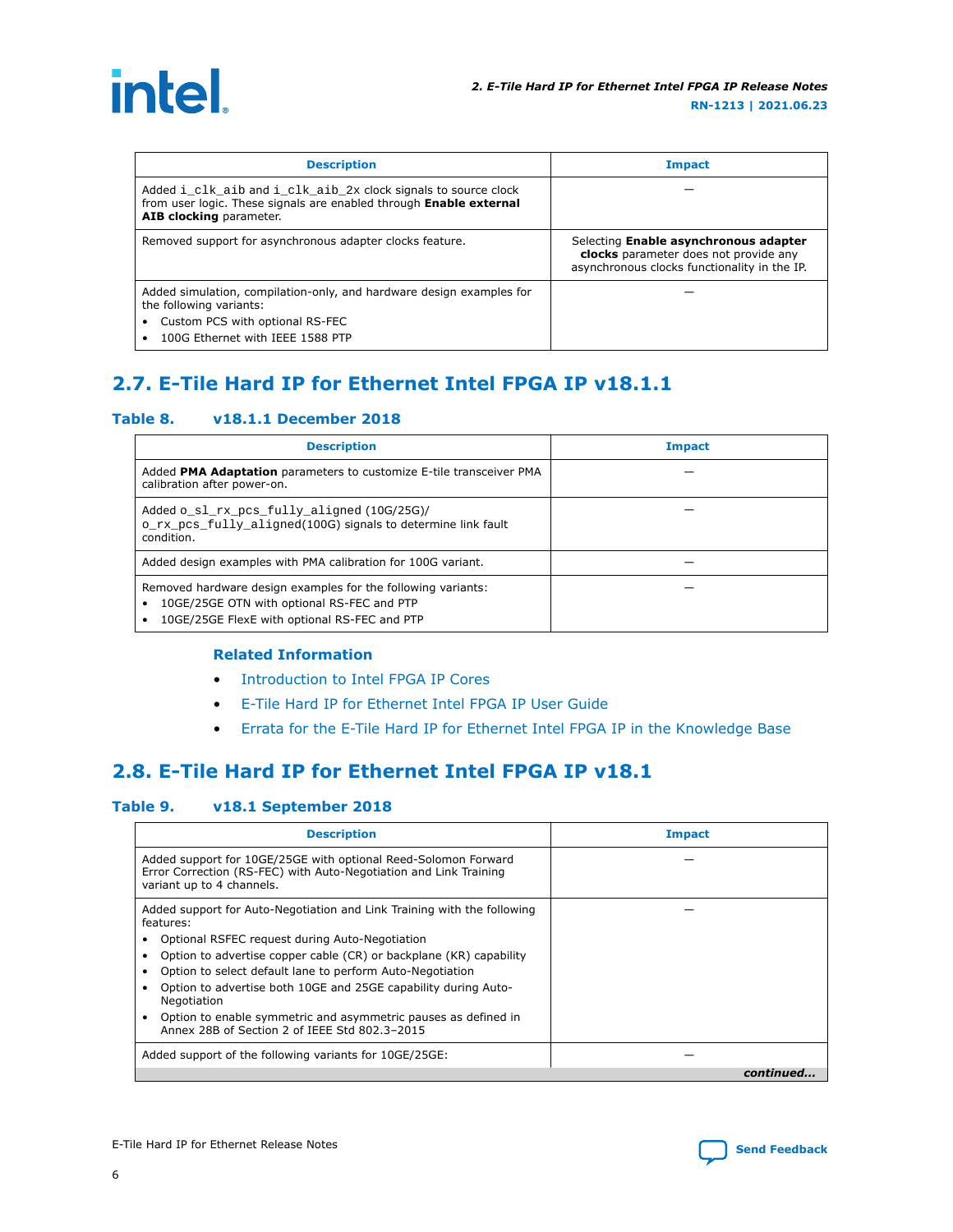| Description | Impact |
| --- | --- |
| Added `i_clk_aib` and `i_clk_aib_2x` clock signals to source clock from user logic. These signals are enabled through **Enable external AIB clocking** parameter. | — |
| Removed support for asynchronous adapter clocks feature. | Selecting **Enable asynchronous adapter clocks** parameter does not provide any asynchronous clocks functionality in the IP. |
| Added simulation, compilation-only, and hardware design examples for the following variants:<br>• Custom PCS with optional RS-FEC<br>• 100G Ethernet with IEEE 1588 PTP | — |

## 2.7. E-Tile Hard IP for Ethernet Intel FPGA IP v18.1.1

### Table 8. v18.1.1 December 2018

| Description | Impact |
| --- | --- |
| Added **PMA Adaptation** parameters to customize E-tile transceiver PMA calibration after power-on. | — |
| Added `o_sl_rx_pcs_fully_aligned` (10G/25G)/ `o_rx_pcs_fully_aligned`(100G) signals to determine link fault condition. | — |
| Added design examples with PMA calibration for 100G variant. | — |
| Removed hardware design examples for the following variants:<br>• 10GE/25GE OTN with optional RS-FEC and PTP<br>• 10GE/25GE FlexE with optional RS-FEC and PTP | — |

#### Related Information

- Introduction to Intel FPGA IP Cores
- E-Tile Hard IP for Ethernet Intel FPGA IP User Guide
- Errata for the E-Tile Hard IP for Ethernet Intel FPGA IP in the Knowledge Base

## 2.8. E-Tile Hard IP for Ethernet Intel FPGA IP v18.1

### Table 9. v18.1 September 2018

| Description | Impact |
| --- | --- |
| Added support for 10GE/25GE with optional Reed-Solomon Forward Error Correction (RS-FEC) with Auto-Negotiation and Link Training variant up to 4 channels. | — |
| Added support for Auto-Negotiation and Link Training with the following features:<br>• Optional RSFEC request during Auto-Negotiation<br>• Option to advertise copper cable (CR) or backplane (KR) capability<br>• Option to select default lane to perform Auto-Negotiation<br>• Option to advertise both 10GE and 25GE capability during Auto-Negotiation<br>• Option to enable symmetric and asymmetric pauses as defined in Annex 28B of Section 2 of IEEE Std 802.3–2015 | — |
| Added support of the following variants for 10GE/25GE: | — |

*continued...*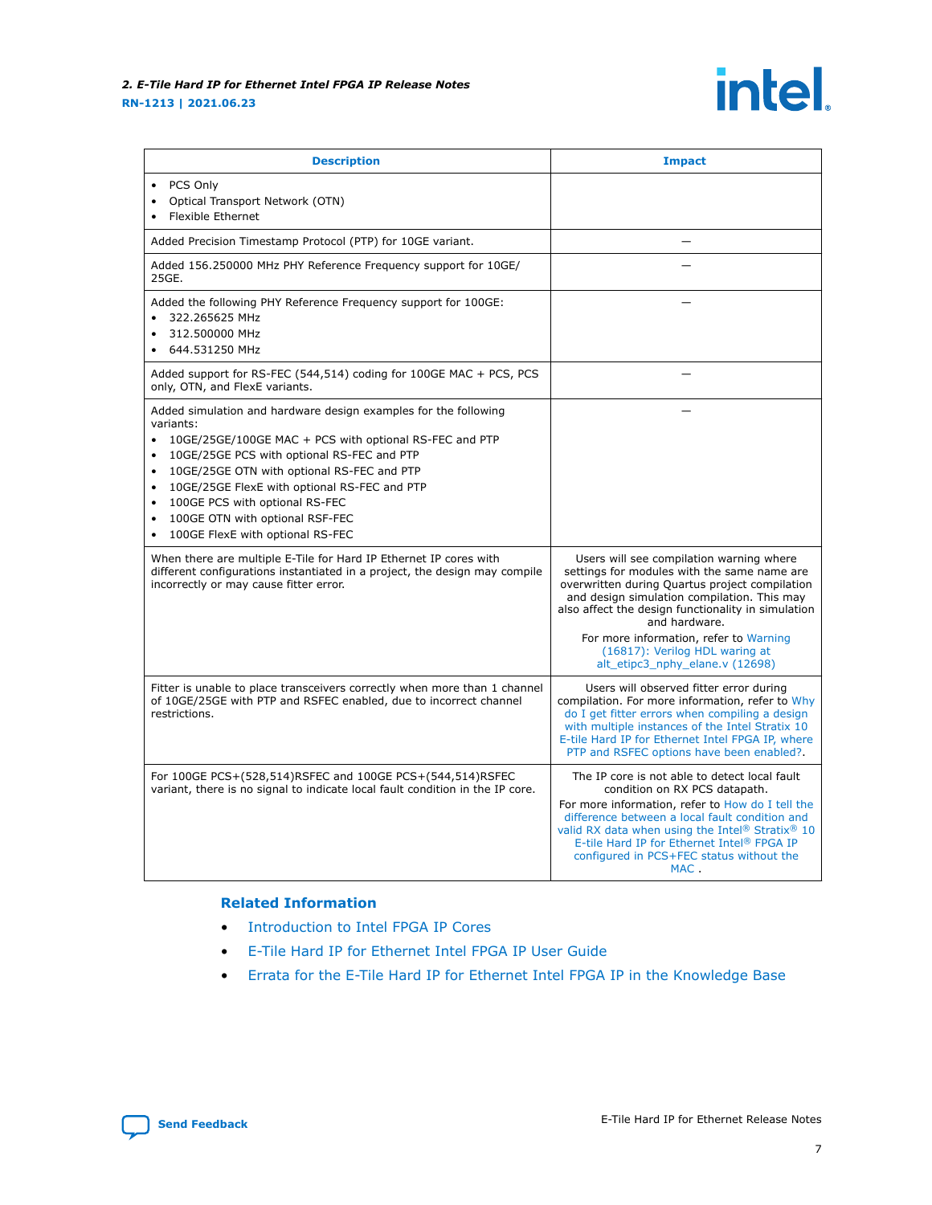| Description | Impact |
| --- | --- |
| • PCS Only<br>• Optical Transport Network (OTN)<br>• Flexible Ethernet | |
| Added Precision Timestamp Protocol (PTP) for 10GE variant. | — |
| Added 156.250000 MHz PHY Reference Frequency support for 10GE/25GE. | — |
| Added the following PHY Reference Frequency support for 100GE:<br>• 322.265625 MHz<br>• 312.500000 MHz<br>• 644.531250 MHz | — |
| Added support for RS-FEC (544,514) coding for 100GE MAC + PCS, PCS only, OTN, and FlexE variants. | — |
| Added simulation and hardware design examples for the following variants:<br>• 10GE/25GE/100GE MAC + PCS with optional RS-FEC and PTP<br>• 10GE/25GE PCS with optional RS-FEC and PTP<br>• 10GE/25GE OTN with optional RS-FEC and PTP<br>• 10GE/25GE FlexE with optional RS-FEC and PTP<br>• 100GE PCS with optional RS-FEC<br>• 100GE OTN with optional RSF-FEC<br>• 100GE FlexE with optional RS-FEC | — |
| When there are multiple E-Tile for Hard IP Ethernet IP cores with different configurations instantiated in a project, the design may compile incorrectly or may cause fitter error. | Users will see compilation warning where settings for modules with the same name are overwritten during Quartus project compilation and design simulation compilation. This may also affect the design functionality in simulation and hardware.<br>For more information, refer to Warning (16817): Verilog HDL waring at alt_etipc3_nphy_elane.v (12698) |
| Fitter is unable to place transceivers correctly when more than 1 channel of 10GE/25GE with PTP and RSFEC enabled, due to incorrect channel restrictions. | Users will observed fitter error during compilation. For more information, refer to Why do I get fitter errors when compiling a design with multiple instances of the Intel Stratix 10 E-tile Hard IP for Ethernet Intel FPGA IP, where PTP and RSFEC options have been enabled?. |
| For 100GE PCS+(528,514)RSFEC and 100GE PCS+(544,514)RSFEC variant, there is no signal to indicate local fault condition in the IP core. | The IP core is not able to detect local fault condition on RX PCS datapath.<br>For more information, refer to How do I tell the difference between a local fault condition and valid RX data when using the Intel® Stratix® 10 E-tile Hard IP for Ethernet Intel® FPGA IP configured in PCS+FEC status without the MAC . |

### Related Information

- Introduction to Intel FPGA IP Cores
- E-Tile Hard IP for Ethernet Intel FPGA IP User Guide
- Errata for the E-Tile Hard IP for Ethernet Intel FPGA IP in the Knowledge Base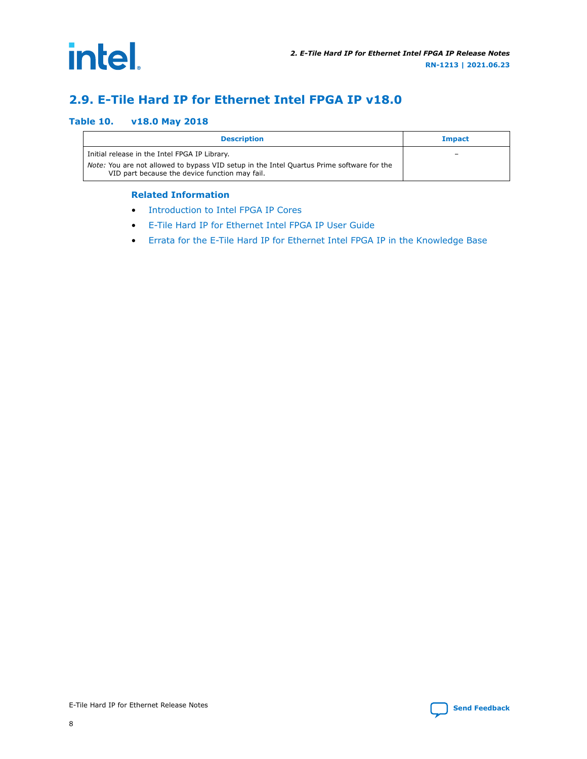## 2.9. E-Tile Hard IP for Ethernet Intel FPGA IP v18.0

**Table 10. v18.0 May 2018**

| Description | Impact |
| --- | --- |
| Initial release in the Intel FPGA IP Library.<br>*Note:* You are not allowed to bypass VID setup in the Intel Quartus Prime software for the VID part because the device function may fail. | – |

**Related Information**

- Introduction to Intel FPGA IP Cores
- E-Tile Hard IP for Ethernet Intel FPGA IP User Guide
- Errata for the E-Tile Hard IP for Ethernet Intel FPGA IP in the Knowledge Base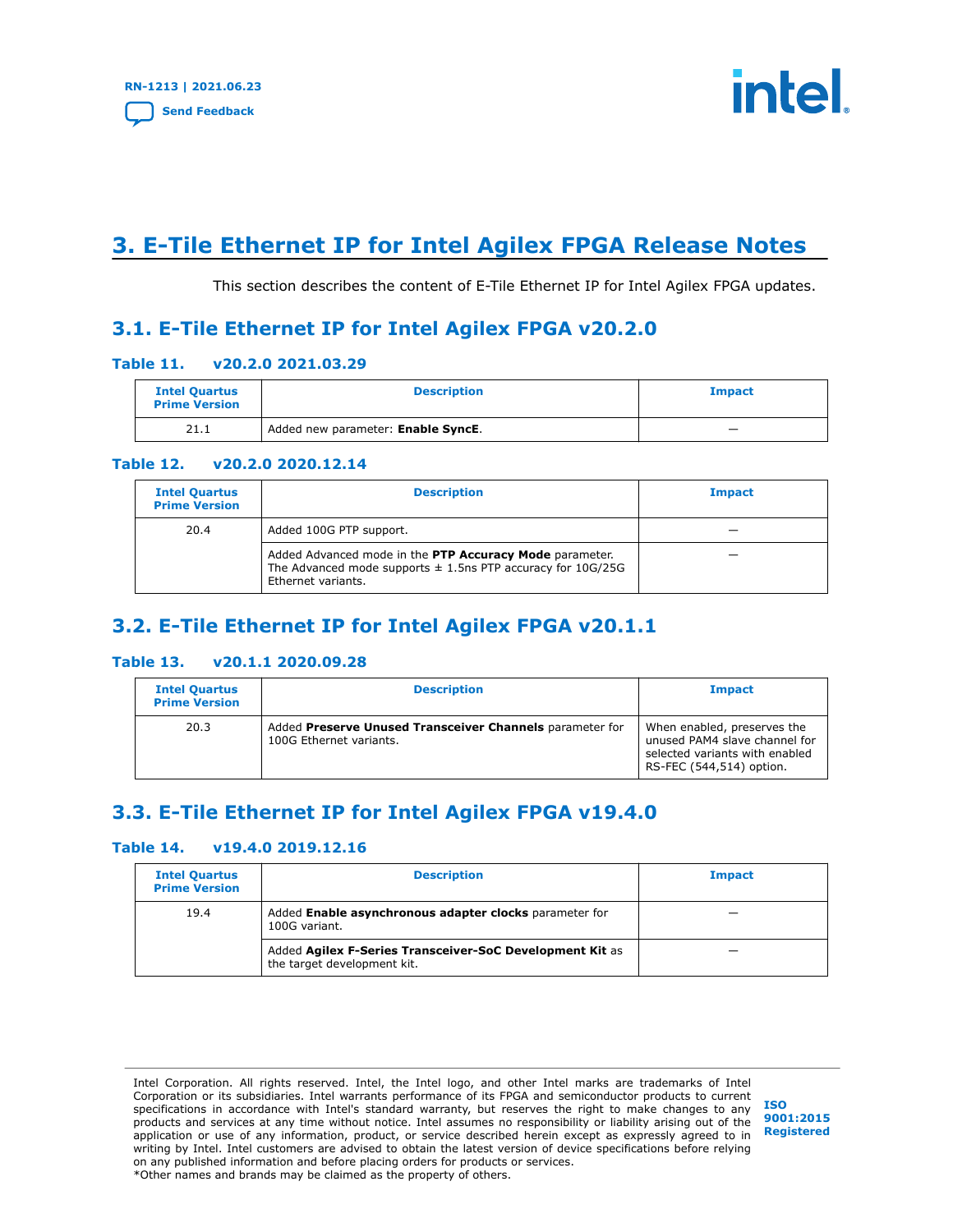# 3. E-Tile Ethernet IP for Intel Agilex FPGA Release Notes

This section describes the content of E-Tile Ethernet IP for Intel Agilex FPGA updates.

## 3.1. E-Tile Ethernet IP for Intel Agilex FPGA v20.2.0

**Table 11. v20.2.0 2021.03.29**

| Intel Quartus Prime Version | Description | Impact |
|---|---|---|
| 21.1 | Added new parameter: **Enable SyncE**. | — |

**Table 12. v20.2.0 2020.12.14**

| Intel Quartus Prime Version | Description | Impact |
|---|---|---|
| 20.4 | Added 100G PTP support. | — |
| | Added Advanced mode in the **PTP Accuracy Mode** parameter. The Advanced mode supports ± 1.5ns PTP accuracy for 10G/25G Ethernet variants. | — |

## 3.2. E-Tile Ethernet IP for Intel Agilex FPGA v20.1.1

**Table 13. v20.1.1 2020.09.28**

| Intel Quartus Prime Version | Description | Impact |
|---|---|---|
| 20.3 | Added **Preserve Unused Transceiver Channels** parameter for 100G Ethernet variants. | When enabled, preserves the unused PAM4 slave channel for selected variants with enabled RS-FEC (544,514) option. |

## 3.3. E-Tile Ethernet IP for Intel Agilex FPGA v19.4.0

**Table 14. v19.4.0 2019.12.16**

| Intel Quartus Prime Version | Description | Impact |
|---|---|---|
| 19.4 | Added **Enable asynchronous adapter clocks** parameter for 100G variant. | — |
| | Added **Agilex F-Series Transceiver-SoC Development Kit** as the target development kit. | — |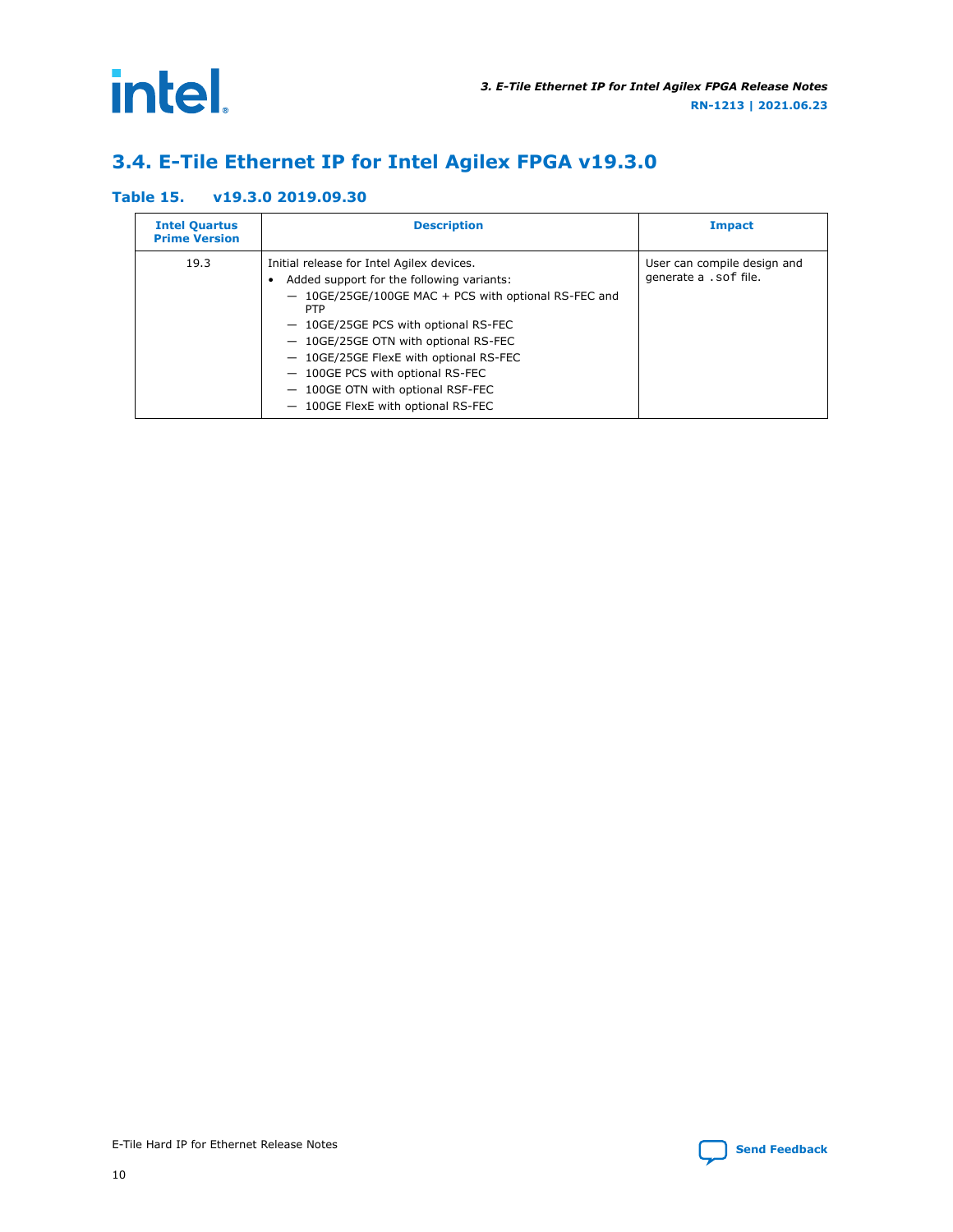## 3.4. E-Tile Ethernet IP for Intel Agilex FPGA v19.3.0

**Table 15. v19.3.0 2019.09.30**

| Intel Quartus Prime Version | Description | Impact |
|---|---|---|
| 19.3 | Initial release for Intel Agilex devices.<br>• Added support for the following variants:<br>— 10GE/25GE/100GE MAC + PCS with optional RS-FEC and PTP<br>— 10GE/25GE PCS with optional RS-FEC<br>— 10GE/25GE OTN with optional RS-FEC<br>— 10GE/25GE FlexE with optional RS-FEC<br>— 100GE PCS with optional RS-FEC<br>— 100GE OTN with optional RSF-FEC<br>— 100GE FlexE with optional RS-FEC | User can compile design and generate a `.sof` file. |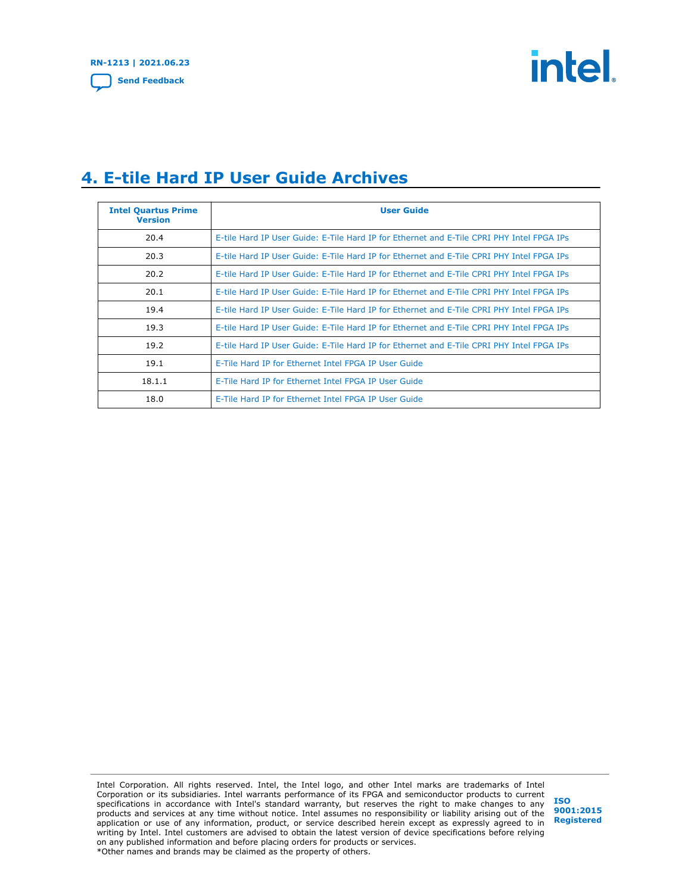# 4. E-tile Hard IP User Guide Archives

| Intel Quartus Prime Version | User Guide |
|---|---|
| 20.4 | E-tile Hard IP User Guide: E-Tile Hard IP for Ethernet and E-Tile CPRI PHY Intel FPGA IPs |
| 20.3 | E-tile Hard IP User Guide: E-Tile Hard IP for Ethernet and E-Tile CPRI PHY Intel FPGA IPs |
| 20.2 | E-tile Hard IP User Guide: E-Tile Hard IP for Ethernet and E-Tile CPRI PHY Intel FPGA IPs |
| 20.1 | E-tile Hard IP User Guide: E-Tile Hard IP for Ethernet and E-Tile CPRI PHY Intel FPGA IPs |
| 19.4 | E-tile Hard IP User Guide: E-Tile Hard IP for Ethernet and E-Tile CPRI PHY Intel FPGA IPs |
| 19.3 | E-tile Hard IP User Guide: E-Tile Hard IP for Ethernet and E-Tile CPRI PHY Intel FPGA IPs |
| 19.2 | E-tile Hard IP User Guide: E-Tile Hard IP for Ethernet and E-Tile CPRI PHY Intel FPGA IPs |
| 19.1 | E-Tile Hard IP for Ethernet Intel FPGA IP User Guide |
| 18.1.1 | E-Tile Hard IP for Ethernet Intel FPGA IP User Guide |
| 18.0 | E-Tile Hard IP for Ethernet Intel FPGA IP User Guide |

Intel Corporation. All rights reserved. Intel, the Intel logo, and other Intel marks are trademarks of Intel Corporation or its subsidiaries. Intel warrants performance of its FPGA and semiconductor products to current specifications in accordance with Intel's standard warranty, but reserves the right to make changes to any products and services at any time without notice. Intel assumes no responsibility or liability arising out of the application or use of any information, product, or service described herein except as expressly agreed to in writing by Intel. Intel customers are advised to obtain the latest version of device specifications before relying on any published information and before placing orders for products or services.
*Other names and brands may be claimed as the property of others.

**ISO 9001:2015 Registered**